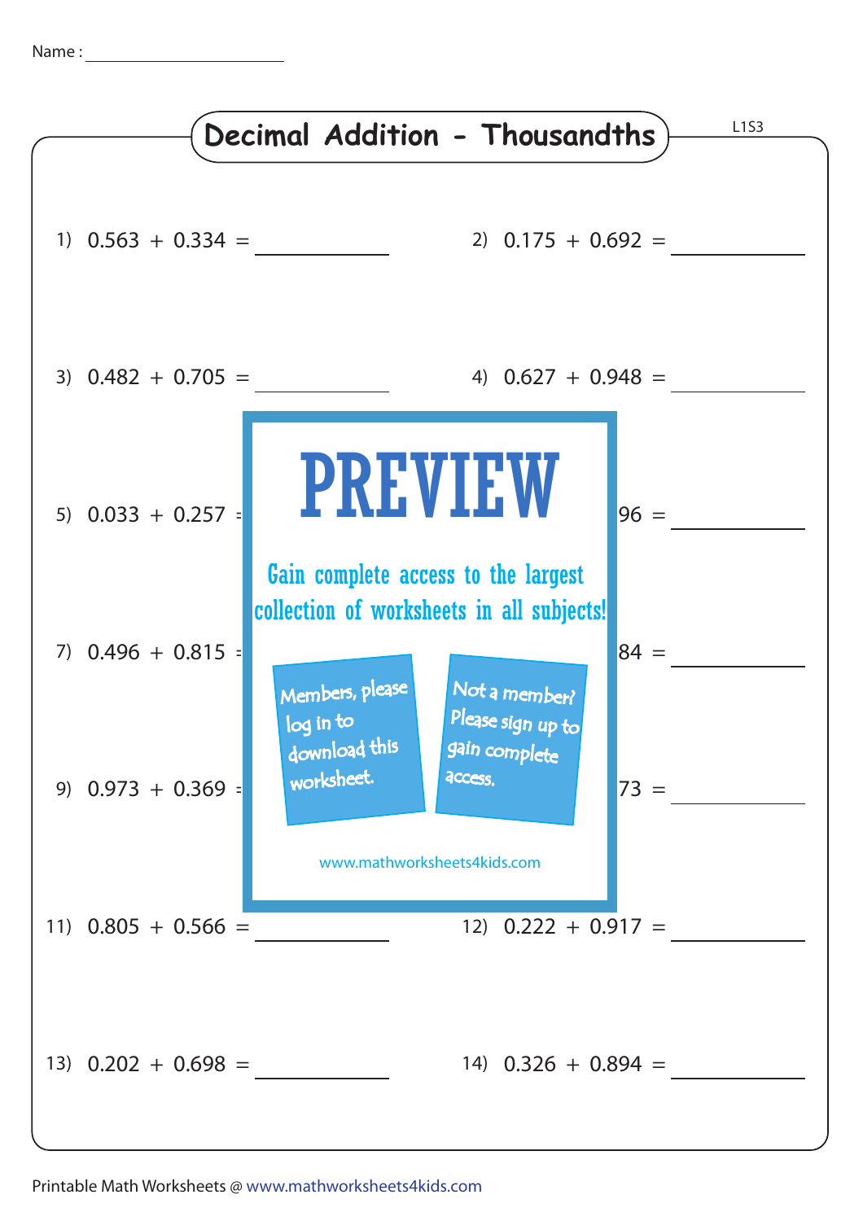Name : ____________________

# Decimal Addition - Thousandths

L1S3

1) $0.563 + 0.334 =$ ________

2) $0.175 + 0.692 =$ ________

3) $0.482 + 0.705 =$ ________

4) $0.627 + 0.948 =$ ________

5) $0.033 + 0.257 =$ ________

6) ...96 = ________

7) $0.496 + 0.815 =$ ________

8) ...84 = ________

9) $0.973 + 0.369 =$ ________

10) ...73 = ________

11) $0.805 + 0.566 =$ ________

12) $0.222 + 0.917 =$ ________

13) $0.202 + 0.698 =$ ________

14) $0.326 + 0.894 =$ ________

PREVIEW

Gain complete access to the largest collection of worksheets in all subjects!

Members, please log in to download this worksheet.

Not a member? Please sign up to gain complete access.

www.mathworksheets4kids.com

Printable Math Worksheets @ www.mathworksheets4kids.com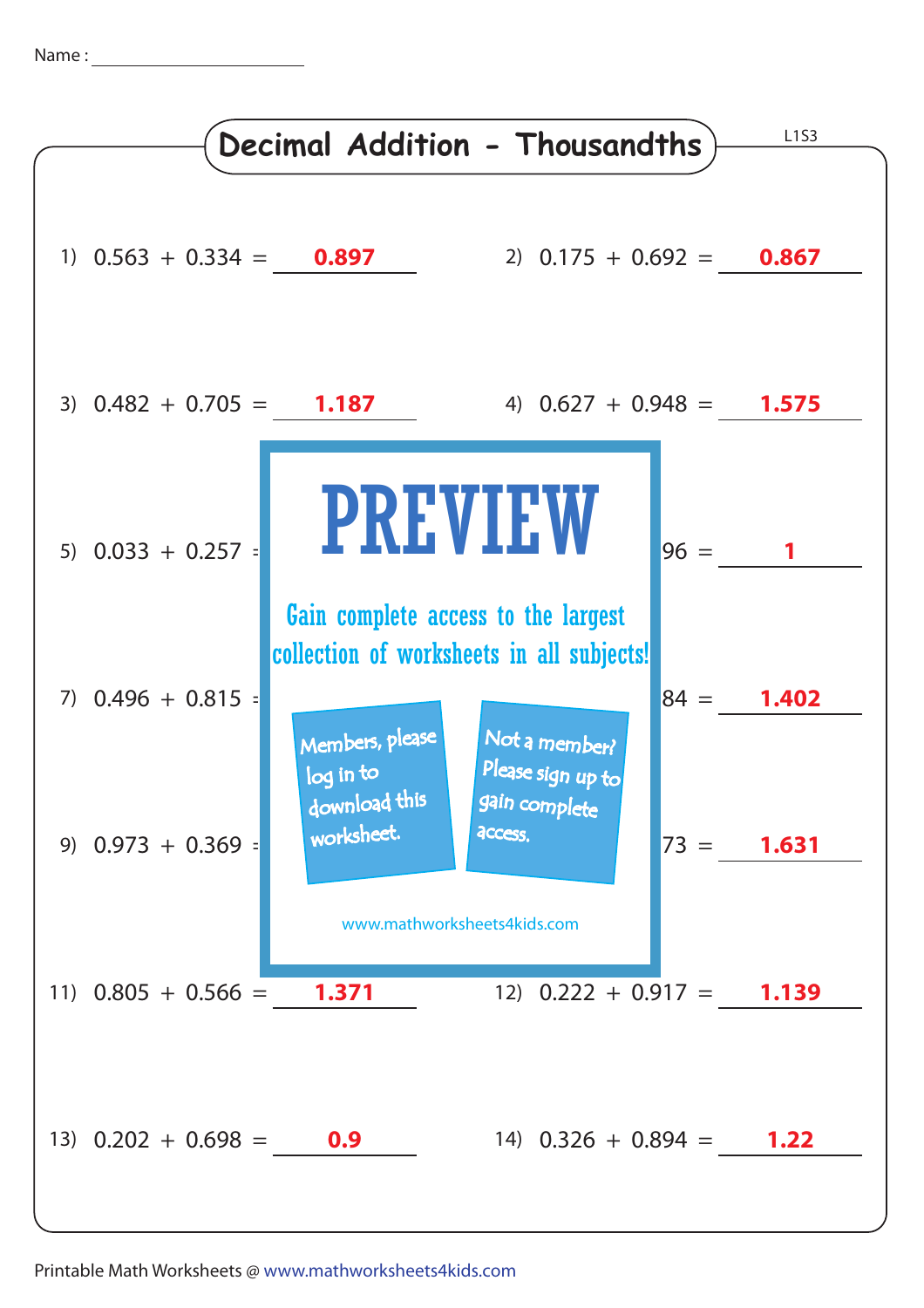Name : ____________________

# Decimal Addition - Thousandths

L1S3

1) $0.563 + 0.334 =$ **0.897**

2) $0.175 + 0.692 =$ **0.867**

3) $0.482 + 0.705 =$ **1.187**

4) $0.627 + 0.948 =$ **1.575**

5) $0.033 + 0.257 =$

6) 96 = **1**

7) $0.496 + 0.815 =$

8) 84 = **1.402**

9) $0.973 + 0.369 =$

10) 73 = **1.631**

PREVIEW

Gain complete access to the largest collection of worksheets in all subjects!

Members, please log in to download this worksheet.

Not a member? Please sign up to gain complete access.

www.mathworksheets4kids.com

11) $0.805 + 0.566 =$ **1.371**

12) $0.222 + 0.917 =$ **1.139**

13) $0.202 + 0.698 =$ **0.9**

14) $0.326 + 0.894 =$ **1.22**

Printable Math Worksheets @ www.mathworksheets4kids.com